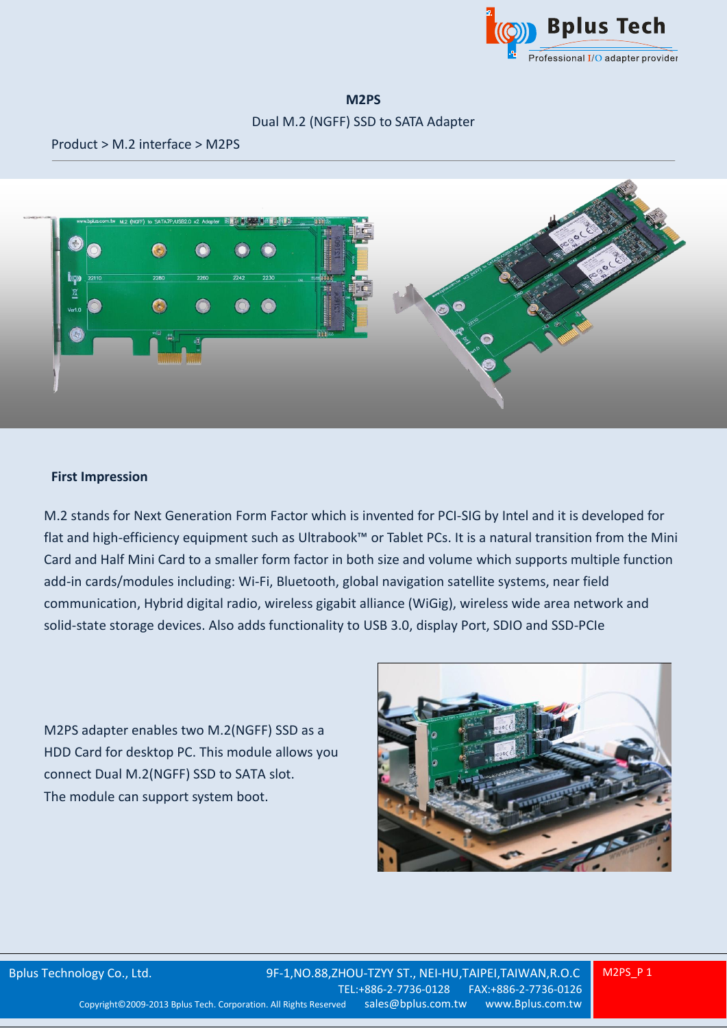# M2PS

Dual M.2 (NGFF) SSD to SATA Adapter

Product > M.2 interface > M2PS

## First Impression

M.2 stands for Next Generation Form Factor which is invented for PCI-SIG by Intel and it is developed for flat and high-efficiency equipment such as Ultrabook™ or Tablet PCs. It is a natural transition from the Mini Card and Half Mini Card to a smaller form factor in both size and volume which supports multiple function add-in cards/modules including: Wi-Fi, Bluetooth, global navigation satellite systems, near field communication, Hybrid digital radio, wireless gigabit alliance (WiGig), wireless wide area network and solid-state storage devices. Also adds functionality to USB 3.0, display Port, SDIO and SSD-PCIe

M2PS adapter enables two M.2(NGFF) SSD as a HDD Card for desktop PC. This module allows you connect Dual M.2(NGFF) SSD to SATA slot.
The module can support system boot.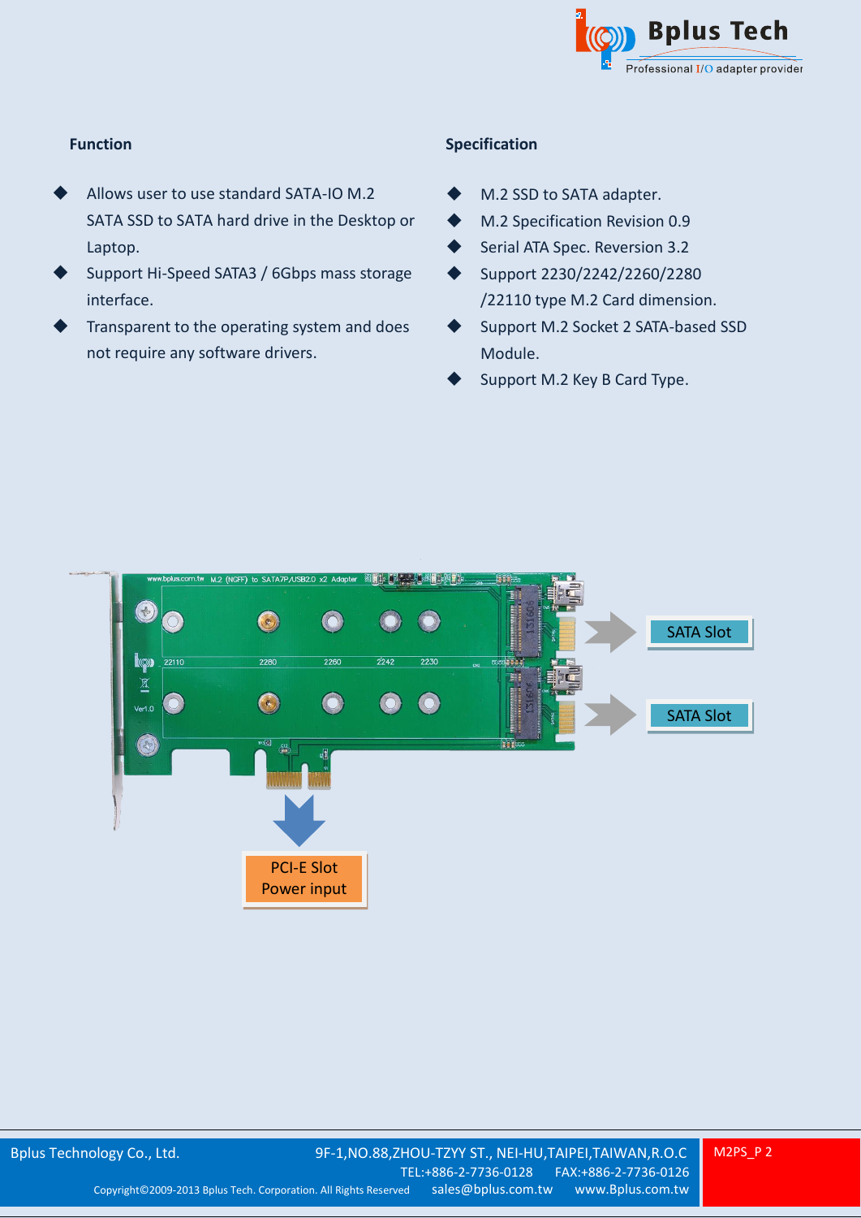## Function

- Allows user to use standard SATA-IO M.2 SATA SSD to SATA hard drive in the Desktop or Laptop.
- Support Hi-Speed SATA3 / 6Gbps mass storage interface.
- Transparent to the operating system and does not require any software drivers.

## Specification

- M.2 SSD to SATA adapter.
- M.2 Specification Revision 0.9
- Serial ATA Spec. Reversion 3.2
- Support 2230/2242/2260/2280 /22110 type M.2 Card dimension.
- Support M.2 Socket 2 SATA-based SSD Module.
- Support M.2 Key B Card Type.

SATA Slot

SATA Slot

PCI-E Slot
Power input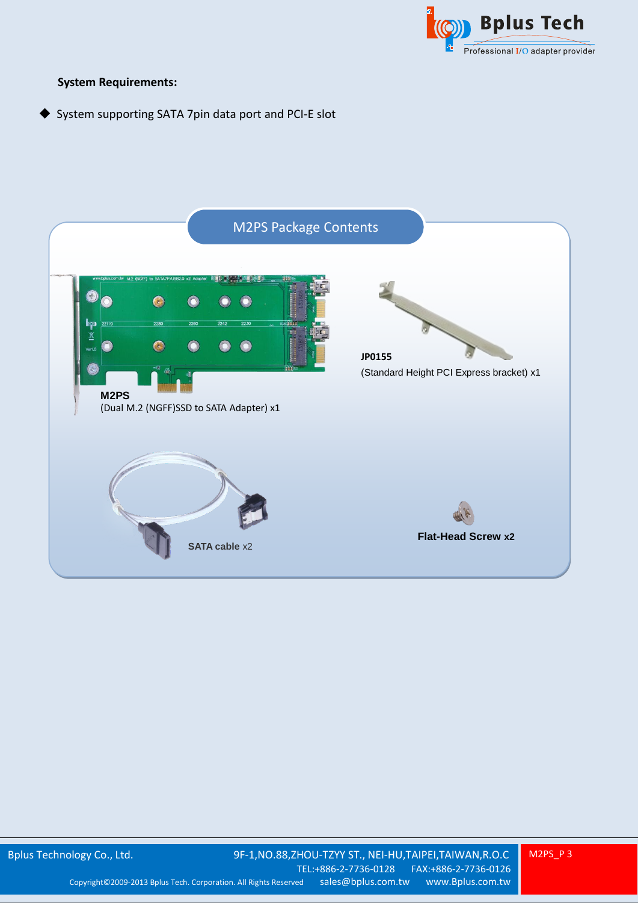**System Requirements:**

- System supporting SATA 7pin data port and PCI-E slot

## M2PS Package Contents

**M2PS**
(Dual M.2 (NGFF)SSD to SATA Adapter) x1

**JP0155**
(Standard Height PCI Express bracket) x1

**SATA cable** x2

**Flat-Head Screw x2**